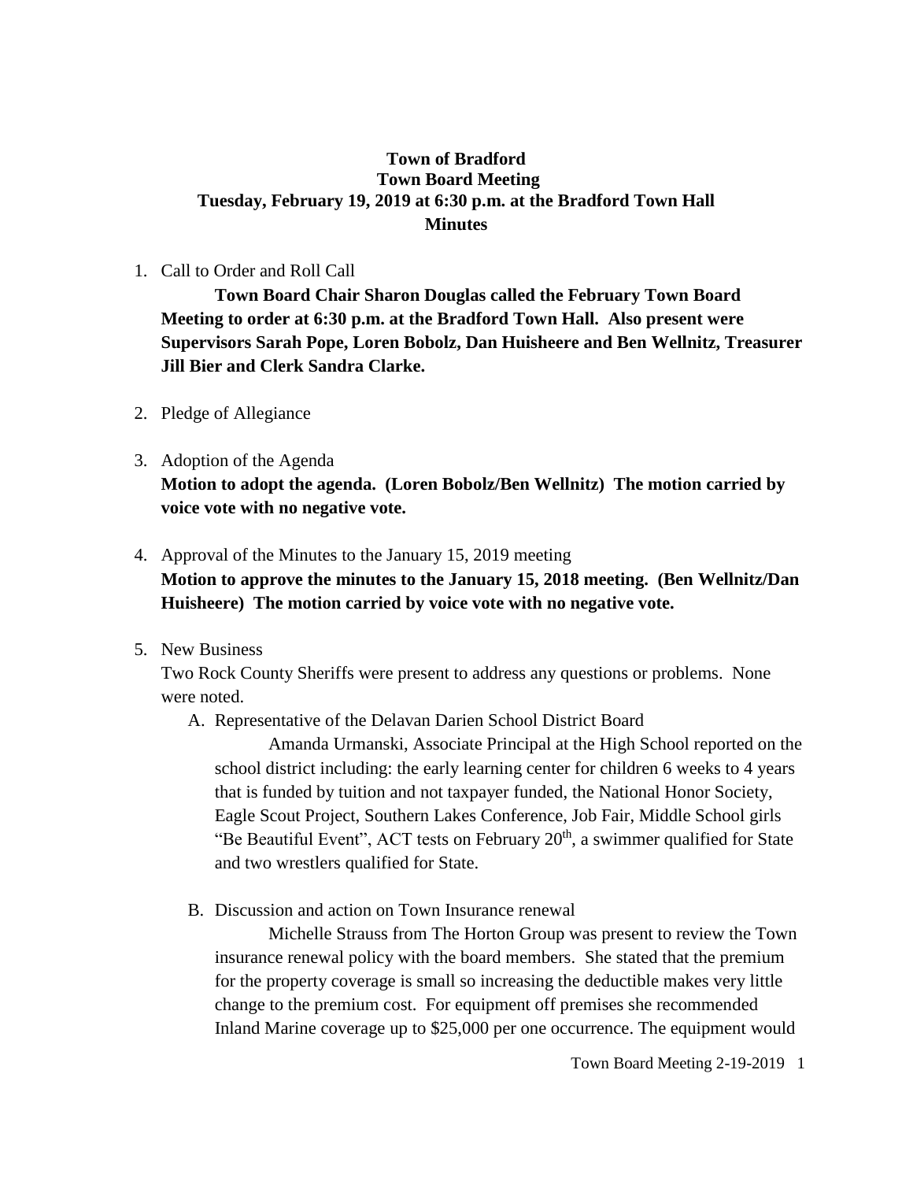# Town of Bradford
## Town Board Meeting
## Tuesday, February 19, 2019 at 6:30 p.m. at the Bradford Town Hall
## Minutes

1. Call to Order and Roll Call

    **Town Board Chair Sharon Douglas called the February Town Board Meeting to order at 6:30 p.m. at the Bradford Town Hall. Also present were Supervisors Sarah Pope, Loren Bobolz, Dan Huisheere and Ben Wellnitz, Treasurer Jill Bier and Clerk Sandra Clarke.**

2. Pledge of Allegiance

3. Adoption of the Agenda

    **Motion to adopt the agenda. (Loren Bobolz/Ben Wellnitz) The motion carried by voice vote with no negative vote.**

4. Approval of the Minutes to the January 15, 2019 meeting

    **Motion to approve the minutes to the January 15, 2018 meeting. (Ben Wellnitz/Dan Huisheere) The motion carried by voice vote with no negative vote.**

5. New Business

    Two Rock County Sheriffs were present to address any questions or problems. None were noted.

    A. Representative of the Delavan Darien School District Board

    Amanda Urmanski, Associate Principal at the High School reported on the school district including: the early learning center for children 6 weeks to 4 years that is funded by tuition and not taxpayer funded, the National Honor Society, Eagle Scout Project, Southern Lakes Conference, Job Fair, Middle School girls "Be Beautiful Event", ACT tests on February 20th, a swimmer qualified for State and two wrestlers qualified for State.

    B. Discussion and action on Town Insurance renewal

    Michelle Strauss from The Horton Group was present to review the Town insurance renewal policy with the board members. She stated that the premium for the property coverage is small so increasing the deductible makes very little change to the premium cost. For equipment off premises she recommended Inland Marine coverage up to $25,000 per one occurrence. The equipment would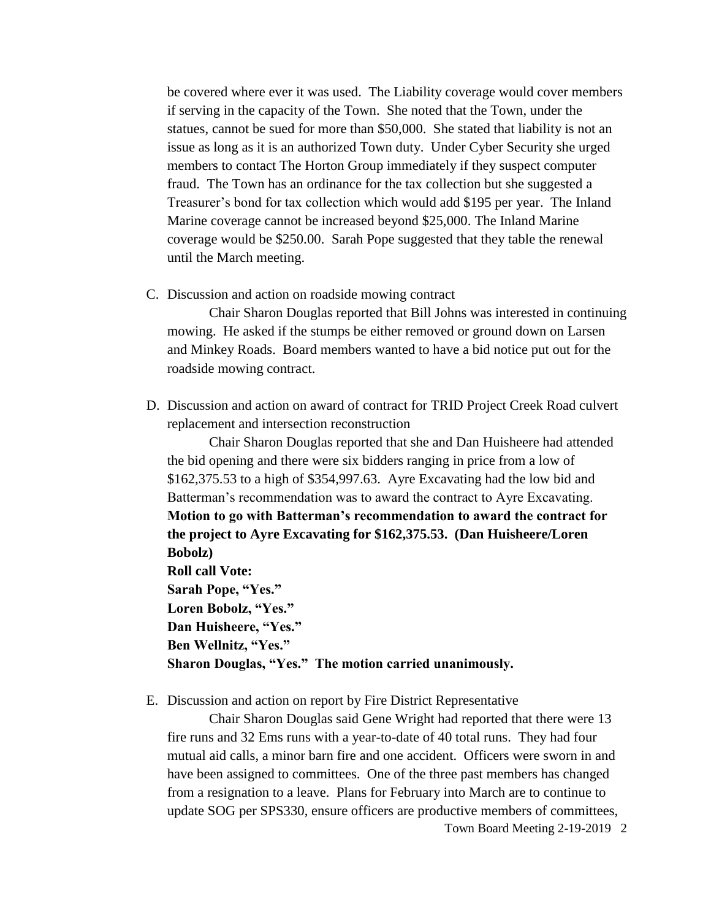be covered where ever it was used. The Liability coverage would cover members if serving in the capacity of the Town. She noted that the Town, under the statues, cannot be sued for more than $50,000. She stated that liability is not an issue as long as it is an authorized Town duty. Under Cyber Security she urged members to contact The Horton Group immediately if they suspect computer fraud. The Town has an ordinance for the tax collection but she suggested a Treasurer's bond for tax collection which would add $195 per year. The Inland Marine coverage cannot be increased beyond $25,000. The Inland Marine coverage would be $250.00. Sarah Pope suggested that they table the renewal until the March meeting.

C. Discussion and action on roadside mowing contract

Chair Sharon Douglas reported that Bill Johns was interested in continuing mowing. He asked if the stumps be either removed or ground down on Larsen and Minkey Roads. Board members wanted to have a bid notice put out for the roadside mowing contract.

D. Discussion and action on award of contract for TRID Project Creek Road culvert replacement and intersection reconstruction

Chair Sharon Douglas reported that she and Dan Huisheere had attended the bid opening and there were six bidders ranging in price from a low of $162,375.53 to a high of $354,997.63. Ayre Excavating had the low bid and Batterman's recommendation was to award the contract to Ayre Excavating.

**Motion to go with Batterman's recommendation to award the contract for the project to Ayre Excavating for $162,375.53. (Dan Huisheere/Loren Bobolz)**

**Roll call Vote:**
**Sarah Pope, "Yes."**
**Loren Bobolz, "Yes."**
**Dan Huisheere, "Yes."**
**Ben Wellnitz, "Yes."**
**Sharon Douglas, "Yes." The motion carried unanimously.**

E. Discussion and action on report by Fire District Representative

Chair Sharon Douglas said Gene Wright had reported that there were 13 fire runs and 32 Ems runs with a year-to-date of 40 total runs. They had four mutual aid calls, a minor barn fire and one accident. Officers were sworn in and have been assigned to committees. One of the three past members has changed from a resignation to a leave. Plans for February into March are to continue to update SOG per SPS330, ensure officers are productive members of committees,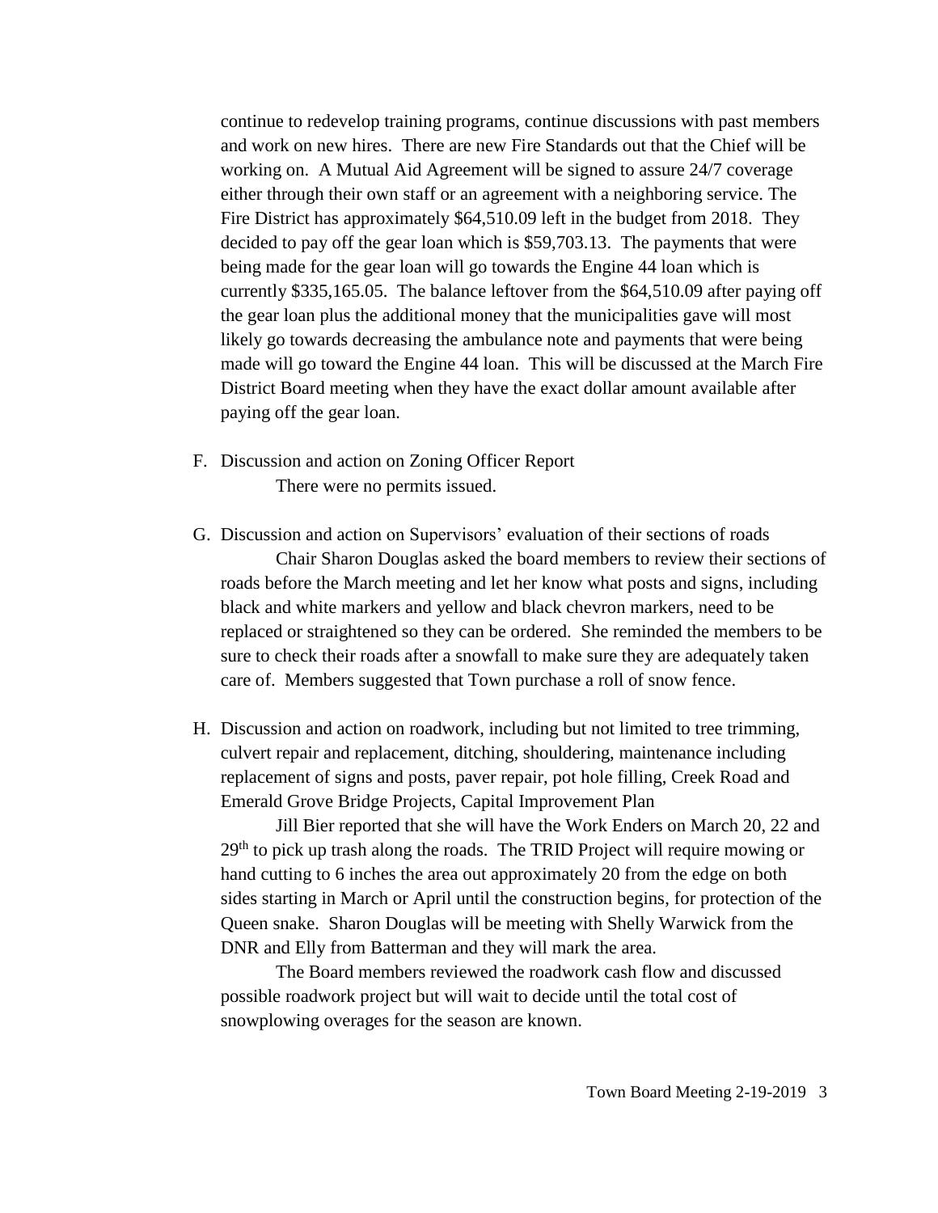continue to redevelop training programs, continue discussions with past members and work on new hires. There are new Fire Standards out that the Chief will be working on. A Mutual Aid Agreement will be signed to assure 24/7 coverage either through their own staff or an agreement with a neighboring service. The Fire District has approximately $64,510.09 left in the budget from 2018. They decided to pay off the gear loan which is $59,703.13. The payments that were being made for the gear loan will go towards the Engine 44 loan which is currently $335,165.05. The balance leftover from the $64,510.09 after paying off the gear loan plus the additional money that the municipalities gave will most likely go towards decreasing the ambulance note and payments that were being made will go toward the Engine 44 loan. This will be discussed at the March Fire District Board meeting when they have the exact dollar amount available after paying off the gear loan.

F. Discussion and action on Zoning Officer Report

There were no permits issued.

G. Discussion and action on Supervisors' evaluation of their sections of roads

Chair Sharon Douglas asked the board members to review their sections of roads before the March meeting and let her know what posts and signs, including black and white markers and yellow and black chevron markers, need to be replaced or straightened so they can be ordered. She reminded the members to be sure to check their roads after a snowfall to make sure they are adequately taken care of. Members suggested that Town purchase a roll of snow fence.

H. Discussion and action on roadwork, including but not limited to tree trimming, culvert repair and replacement, ditching, shouldering, maintenance including replacement of signs and posts, paver repair, pot hole filling, Creek Road and Emerald Grove Bridge Projects, Capital Improvement Plan

Jill Bier reported that she will have the Work Enders on March 20, 22 and 29th to pick up trash along the roads. The TRID Project will require mowing or hand cutting to 6 inches the area out approximately 20 from the edge on both sides starting in March or April until the construction begins, for protection of the Queen snake. Sharon Douglas will be meeting with Shelly Warwick from the DNR and Elly from Batterman and they will mark the area.

The Board members reviewed the roadwork cash flow and discussed possible roadwork project but will wait to decide until the total cost of snowplowing overages for the season are known.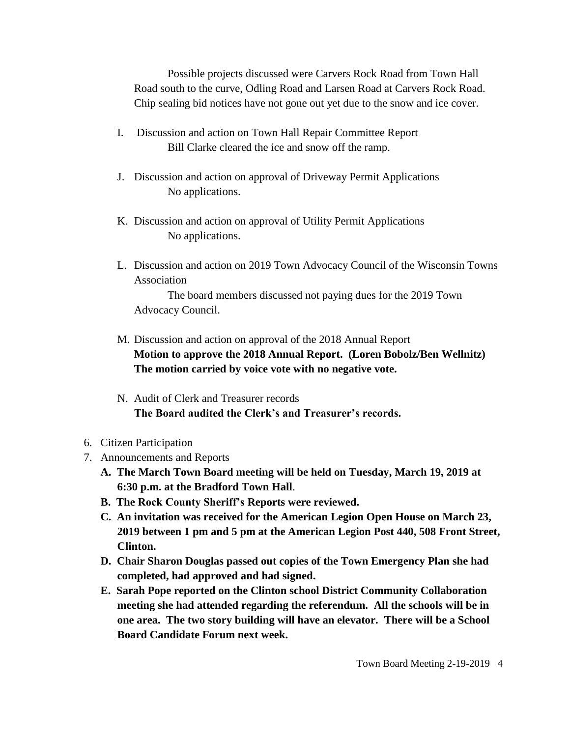Possible projects discussed were Carvers Rock Road from Town Hall Road south to the curve, Odling Road and Larsen Road at Carvers Rock Road. Chip sealing bid notices have not gone out yet due to the snow and ice cover.

I. Discussion and action on Town Hall Repair Committee Report
   Bill Clarke cleared the ice and snow off the ramp.

J. Discussion and action on approval of Driveway Permit Applications
   No applications.

K. Discussion and action on approval of Utility Permit Applications
   No applications.

L. Discussion and action on 2019 Town Advocacy Council of the Wisconsin Towns Association
   The board members discussed not paying dues for the 2019 Town Advocacy Council.

M. Discussion and action on approval of the 2018 Annual Report
   **Motion to approve the 2018 Annual Report. (Loren Bobolz/Ben Wellnitz) The motion carried by voice vote with no negative vote.**

N. Audit of Clerk and Treasurer records
   **The Board audited the Clerk's and Treasurer's records.**

6. Citizen Participation
7. Announcements and Reports
   **A. The March Town Board meeting will be held on Tuesday, March 19, 2019 at 6:30 p.m. at the Bradford Town Hall**.
   **B. The Rock County Sheriff's Reports were reviewed.**
   **C. An invitation was received for the American Legion Open House on March 23, 2019 between 1 pm and 5 pm at the American Legion Post 440, 508 Front Street, Clinton.**
   **D. Chair Sharon Douglas passed out copies of the Town Emergency Plan she had completed, had approved and had signed.**
   **E. Sarah Pope reported on the Clinton school District Community Collaboration meeting she had attended regarding the referendum. All the schools will be in one area. The two story building will have an elevator. There will be a School Board Candidate Forum next week.**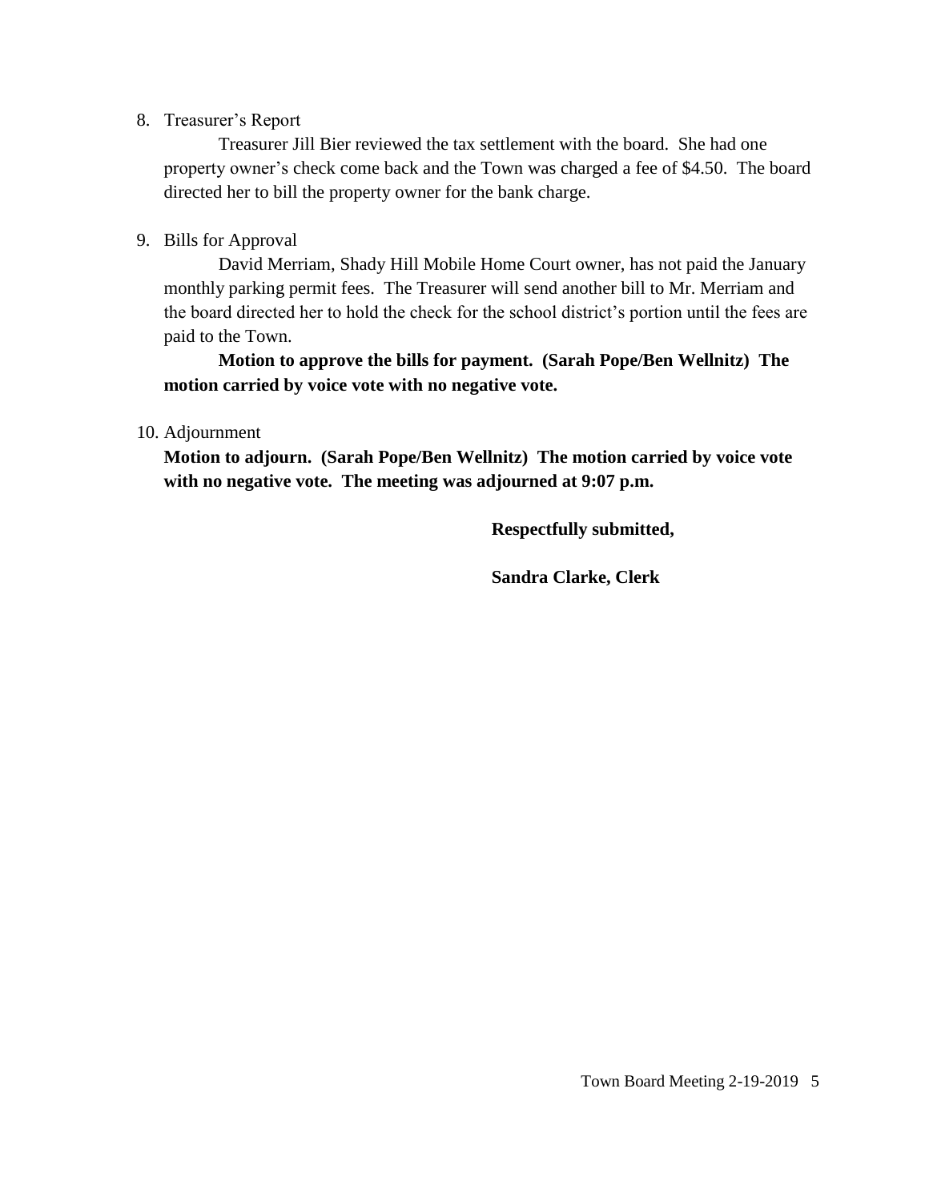8. Treasurer's Report

   Treasurer Jill Bier reviewed the tax settlement with the board. She had one property owner's check come back and the Town was charged a fee of $4.50. The board directed her to bill the property owner for the bank charge.

9. Bills for Approval

   David Merriam, Shady Hill Mobile Home Court owner, has not paid the January monthly parking permit fees. The Treasurer will send another bill to Mr. Merriam and the board directed her to hold the check for the school district's portion until the fees are paid to the Town.

   **Motion to approve the bills for payment. (Sarah Pope/Ben Wellnitz) The motion carried by voice vote with no negative vote.**

10. Adjournment

    **Motion to adjourn. (Sarah Pope/Ben Wellnitz) The motion carried by voice vote with no negative vote. The meeting was adjourned at 9:07 p.m.**

**Respectfully submitted,**

**Sandra Clarke, Clerk**